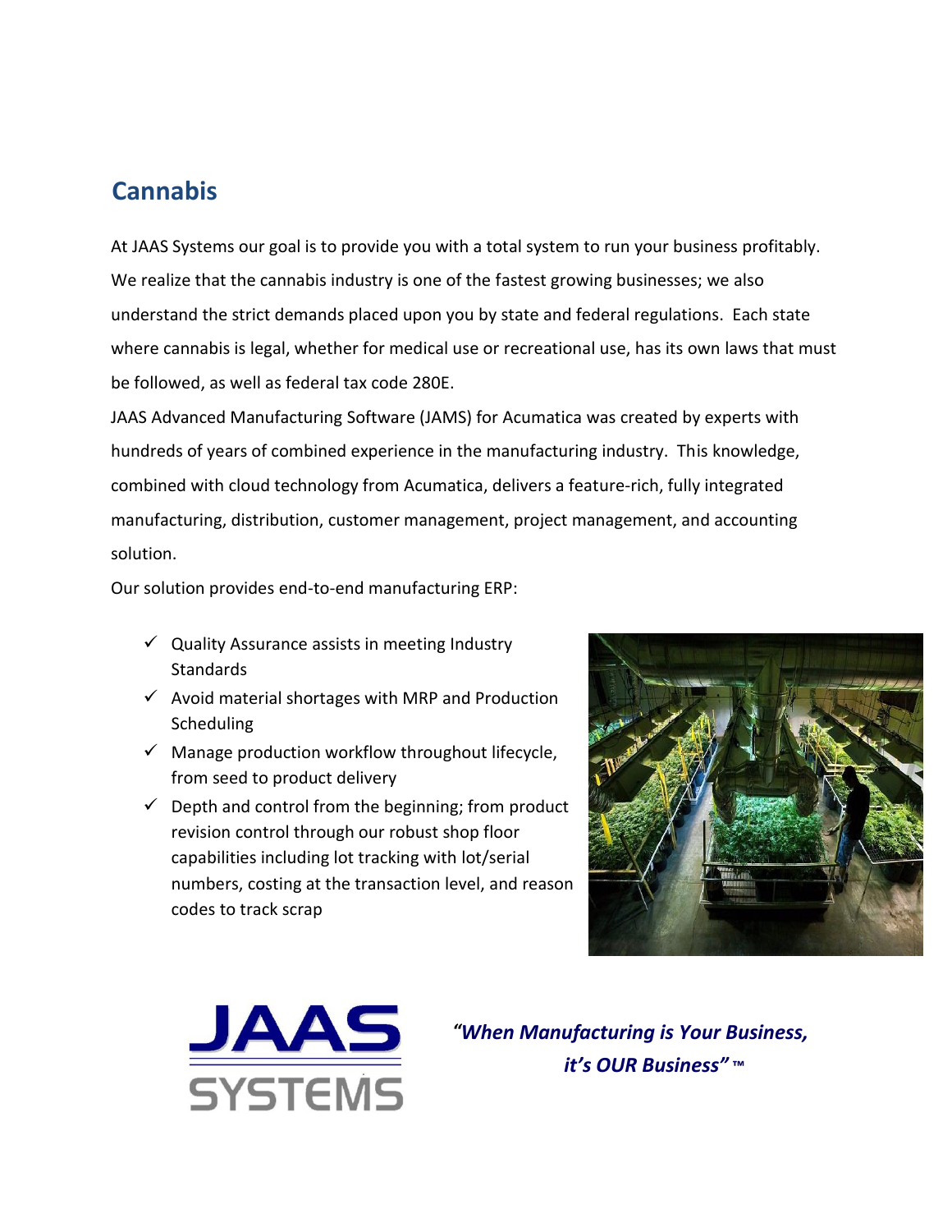## Cannabis

At JAAS Systems our goal is to provide you with a total system to run your business profitably. We realize that the cannabis industry is one of the fastest growing businesses; we also understand the strict demands placed upon you by state and federal regulations. Each state where cannabis is legal, whether for medical use or recreational use, has its own laws that must be followed, as well as federal tax code 280E.

JAAS Advanced Manufacturing Software (JAMS) for Acumatica was created by experts with hundreds of years of combined experience in the manufacturing industry. This knowledge, combined with cloud technology from Acumatica, delivers a feature-rich, fully integrated manufacturing, distribution, customer management, project management, and accounting solution.

Our solution provides end-to-end manufacturing ERP:

- ✓ Quality Assurance assists in meeting Industry Standards
- ✓ Avoid material shortages with MRP and Production Scheduling
- ✓ Manage production workflow throughout lifecycle, from seed to product delivery
- ✓ Depth and control from the beginning; from product revision control through our robust shop floor capabilities including lot tracking with lot/serial numbers, costing at the transaction level, and reason codes to track scrap

JAAS SYSTEMS

***"When Manufacturing is Your Business, it's OUR Business"*** ™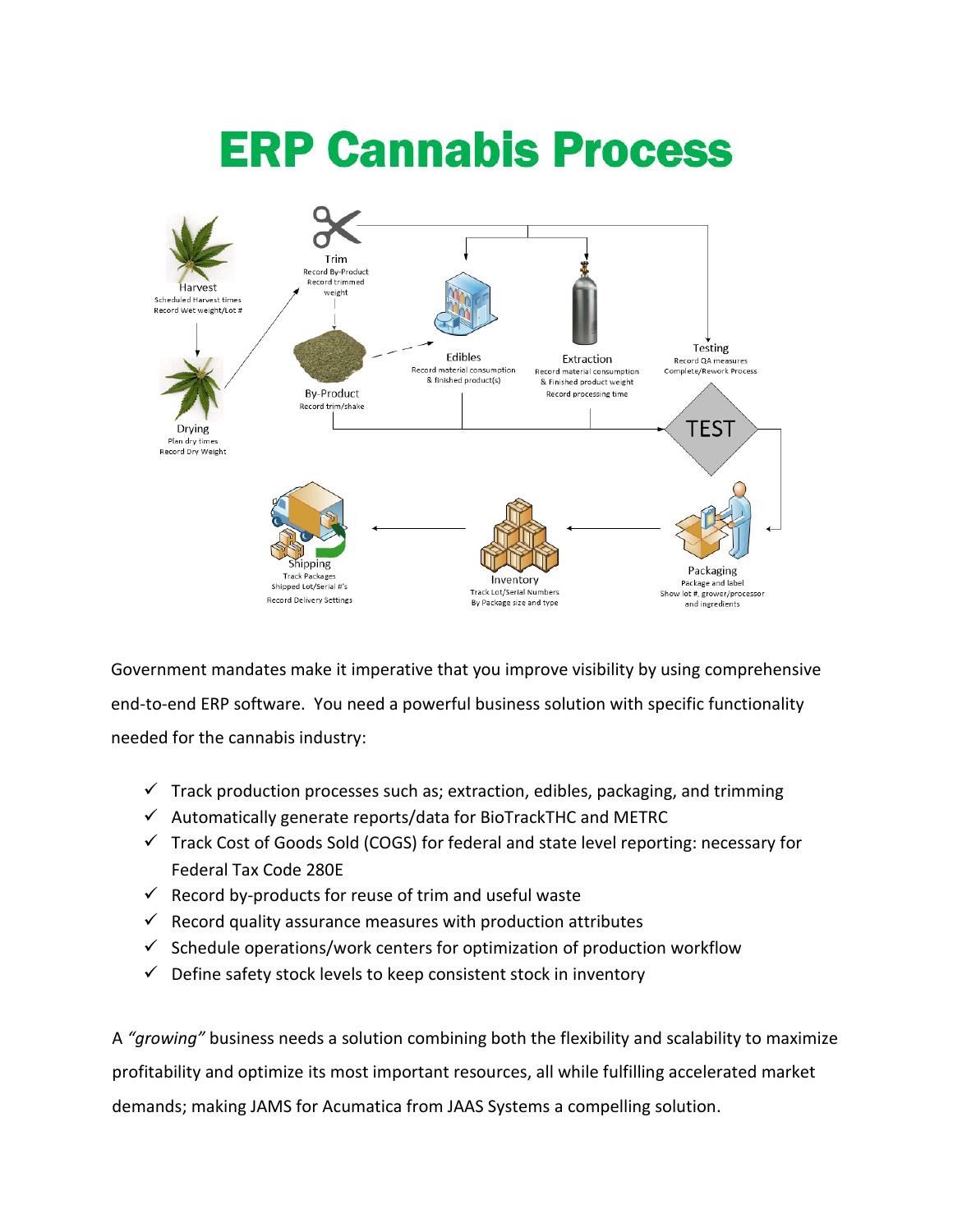# ERP Cannabis Process

Harvest
Scheduled Harvest times
Record Wet weight/Lot #

Drying
Plan dry times
Record Dry Weight

Trim
Record By-Product
Record trimmed weight

By-Product
Record trim/shake

Edibles
Record material consumption & finished product(s)

Extraction
Record material consumption & Finished product weight
Record processing time

Testing
Record QA measures
Complete/Rework Process

TEST

Packaging
Package and label
Show lot #, grower/processor and ingredients

Inventory
Track Lot/Serial Numbers
By Package size and type

Shipping
Track Packages
Shipped Lot/Serial #'s
Record Delivery Settings

Government mandates make it imperative that you improve visibility by using comprehensive end-to-end ERP software. You need a powerful business solution with specific functionality needed for the cannabis industry:

- ✓ Track production processes such as; extraction, edibles, packaging, and trimming
- ✓ Automatically generate reports/data for BioTrackTHC and METRC
- ✓ Track Cost of Goods Sold (COGS) for federal and state level reporting: necessary for Federal Tax Code 280E
- ✓ Record by-products for reuse of trim and useful waste
- ✓ Record quality assurance measures with production attributes
- ✓ Schedule operations/work centers for optimization of production workflow
- ✓ Define safety stock levels to keep consistent stock in inventory

A *"growing"* business needs a solution combining both the flexibility and scalability to maximize profitability and optimize its most important resources, all while fulfilling accelerated market demands; making JAMS for Acumatica from JAAS Systems a compelling solution.